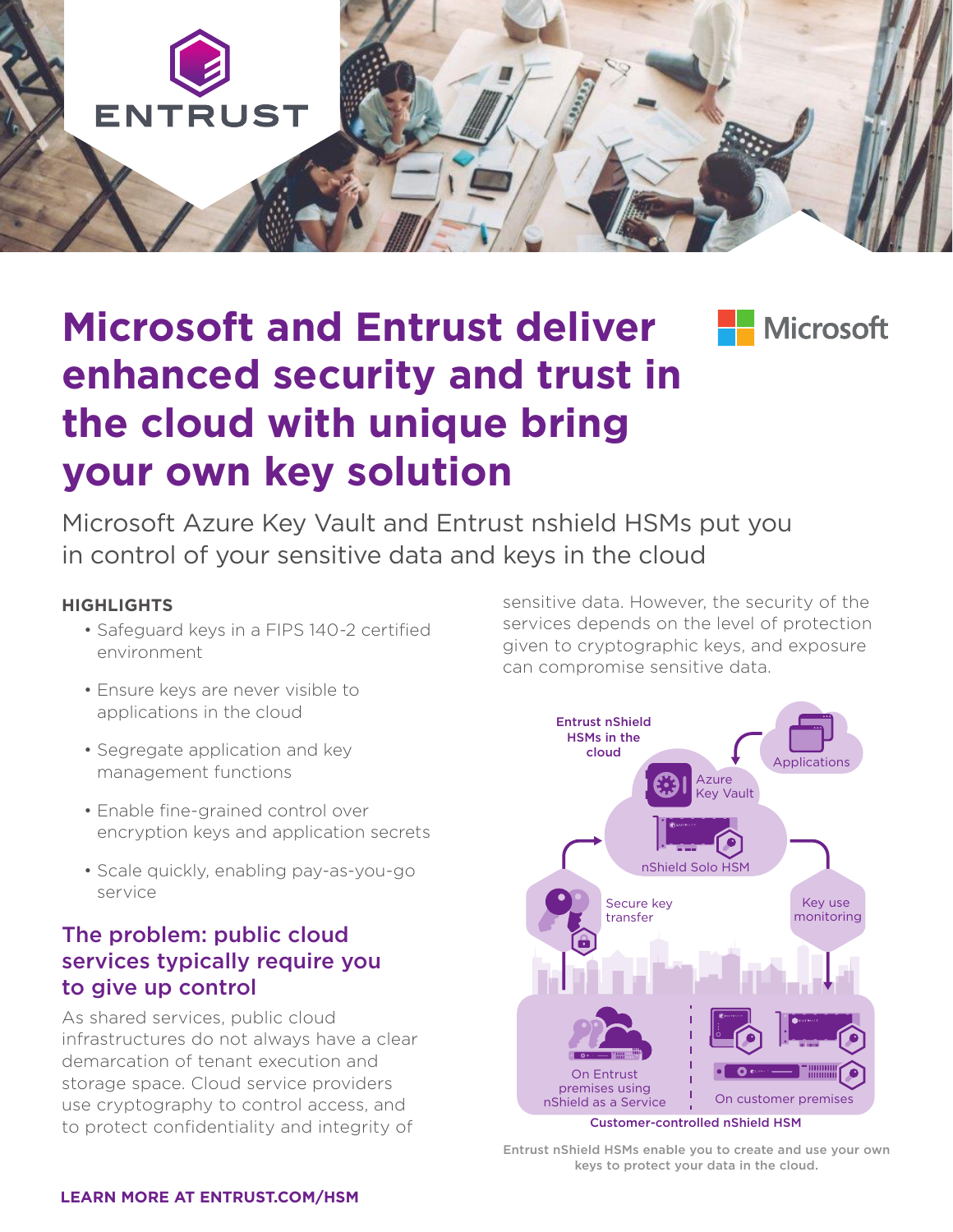# Microsoft and Entrust deliver enhanced security and trust in the cloud with unique bring your own key solution

Microsoft Azure Key Vault and Entrust nshield HSMs put you in control of your sensitive data and keys in the cloud

**HIGHLIGHTS**

- Safeguard keys in a FIPS 140-2 certified environment
- Ensure keys are never visible to applications in the cloud
- Segregate application and key management functions
- Enable fine-grained control over encryption keys and application secrets
- Scale quickly, enabling pay-as-you-go service

## The problem: public cloud services typically require you to give up control

As shared services, public cloud infrastructures do not always have a clear demarcation of tenant execution and storage space. Cloud service providers use cryptography to control access, and to protect confidentiality and integrity of sensitive data. However, the security of the services depends on the level of protection given to cryptographic keys, and exposure can compromise sensitive data.

Entrust nShield HSMs enable you to create and use your own keys to protect your data in the cloud.

**LEARN MORE AT ENTRUST.COM/HSM**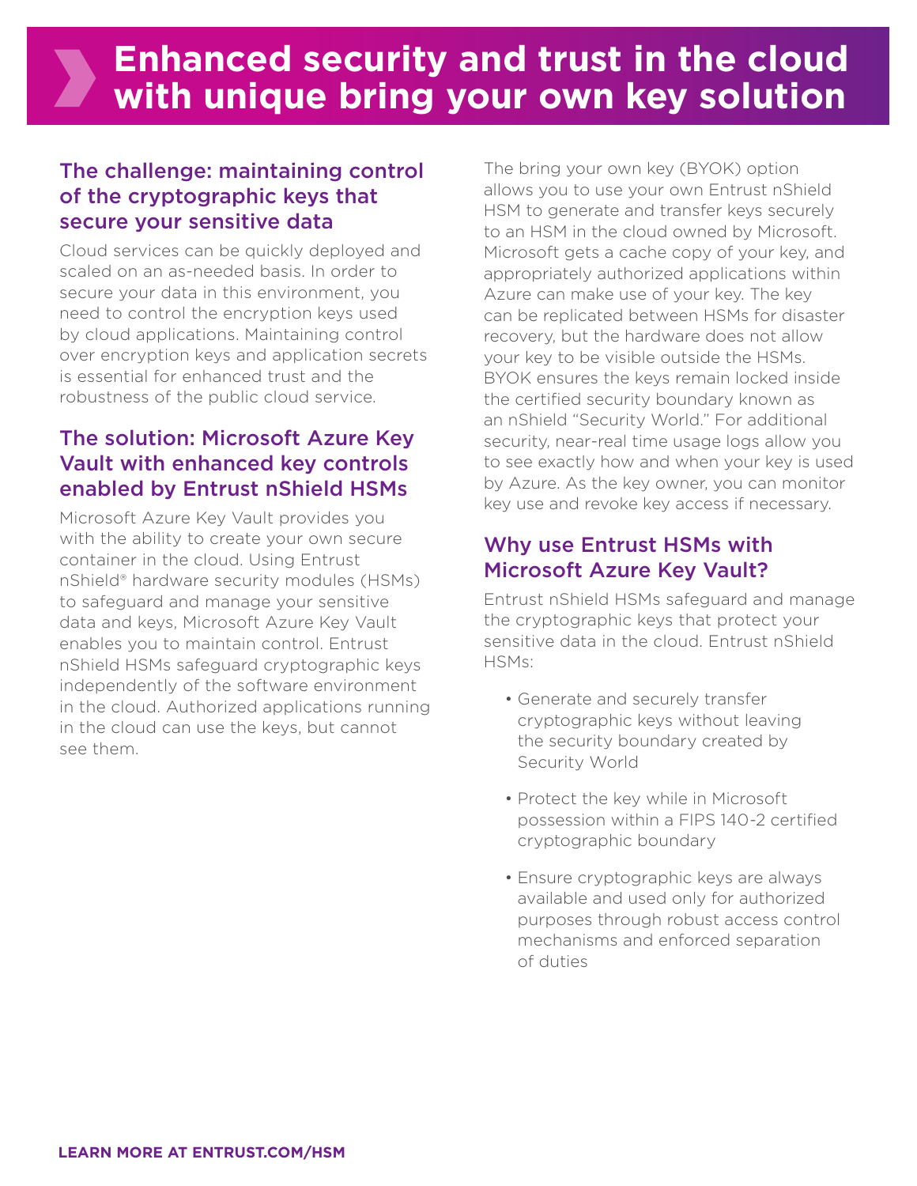# Enhanced security and trust in the cloud with unique bring your own key solution

## The challenge: maintaining control of the cryptographic keys that secure your sensitive data

Cloud services can be quickly deployed and scaled on an as-needed basis. In order to secure your data in this environment, you need to control the encryption keys used by cloud applications. Maintaining control over encryption keys and application secrets is essential for enhanced trust and the robustness of the public cloud service.

## The solution: Microsoft Azure Key Vault with enhanced key controls enabled by Entrust nShield HSMs

Microsoft Azure Key Vault provides you with the ability to create your own secure container in the cloud. Using Entrust nShield® hardware security modules (HSMs) to safeguard and manage your sensitive data and keys, Microsoft Azure Key Vault enables you to maintain control. Entrust nShield HSMs safeguard cryptographic keys independently of the software environment in the cloud. Authorized applications running in the cloud can use the keys, but cannot see them.

The bring your own key (BYOK) option allows you to use your own Entrust nShield HSM to generate and transfer keys securely to an HSM in the cloud owned by Microsoft. Microsoft gets a cache copy of your key, and appropriately authorized applications within Azure can make use of your key. The key can be replicated between HSMs for disaster recovery, but the hardware does not allow your key to be visible outside the HSMs. BYOK ensures the keys remain locked inside the certified security boundary known as an nShield "Security World." For additional security, near-real time usage logs allow you to see exactly how and when your key is used by Azure. As the key owner, you can monitor key use and revoke key access if necessary.

## Why use Entrust HSMs with Microsoft Azure Key Vault?

Entrust nShield HSMs safeguard and manage the cryptographic keys that protect your sensitive data in the cloud. Entrust nShield HSMs:

- Generate and securely transfer cryptographic keys without leaving the security boundary created by Security World
- Protect the key while in Microsoft possession within a FIPS 140-2 certified cryptographic boundary
- Ensure cryptographic keys are always available and used only for authorized purposes through robust access control mechanisms and enforced separation of duties

**LEARN MORE AT ENTRUST.COM/HSM**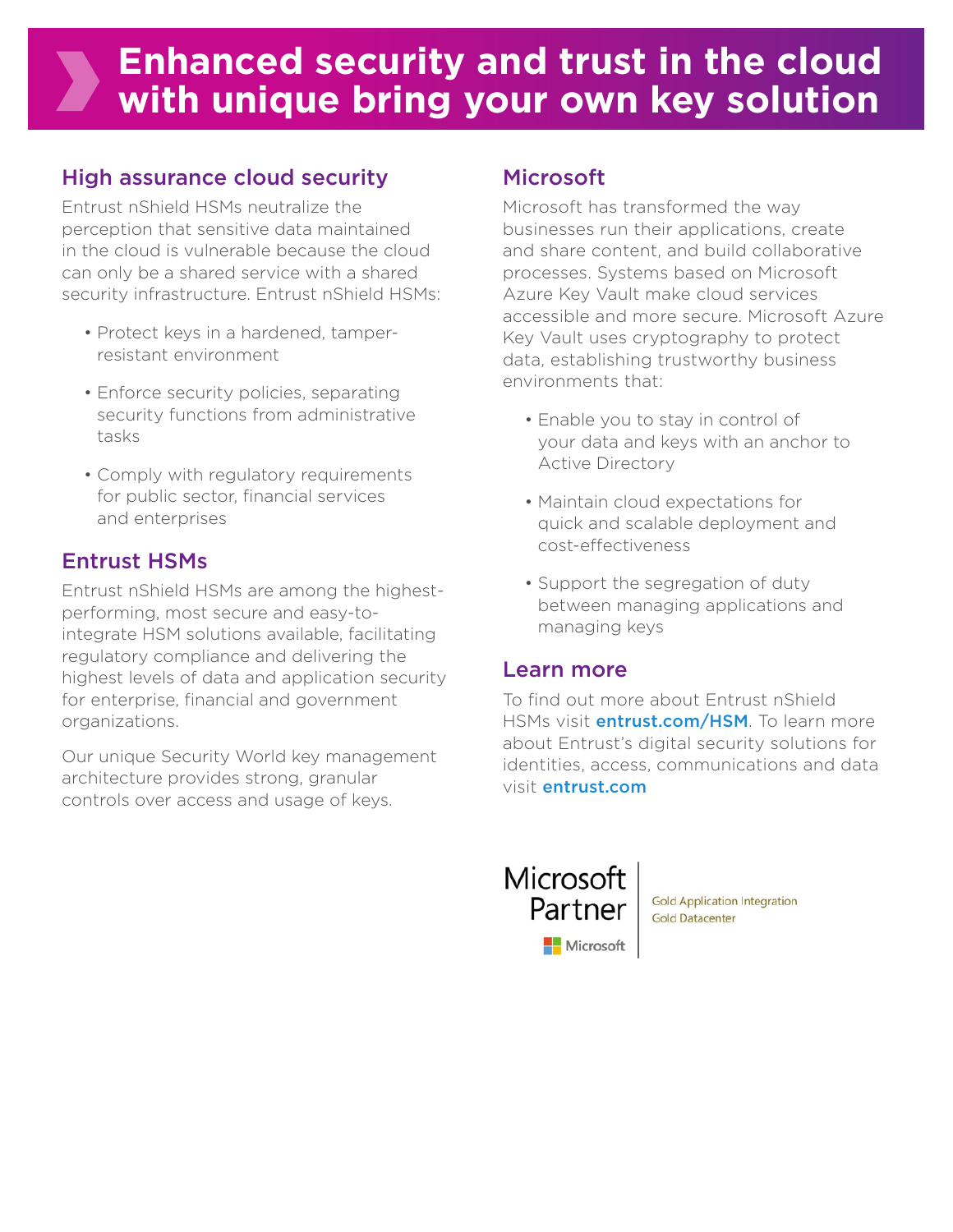# Enhanced security and trust in the cloud with unique bring your own key solution

## High assurance cloud security

Entrust nShield HSMs neutralize the perception that sensitive data maintained in the cloud is vulnerable because the cloud can only be a shared service with a shared security infrastructure. Entrust nShield HSMs:

- Protect keys in a hardened, tamper-resistant environment
- Enforce security policies, separating security functions from administrative tasks
- Comply with regulatory requirements for public sector, financial services and enterprises

## Entrust HSMs

Entrust nShield HSMs are among the highest-performing, most secure and easy-to-integrate HSM solutions available, facilitating regulatory compliance and delivering the highest levels of data and application security for enterprise, financial and government organizations.

Our unique Security World key management architecture provides strong, granular controls over access and usage of keys.

## Microsoft

Microsoft has transformed the way businesses run their applications, create and share content, and build collaborative processes. Systems based on Microsoft Azure Key Vault make cloud services accessible and more secure. Microsoft Azure Key Vault uses cryptography to protect data, establishing trustworthy business environments that:

- Enable you to stay in control of your data and keys with an anchor to Active Directory
- Maintain cloud expectations for quick and scalable deployment and cost-effectiveness
- Support the segregation of duty between managing applications and managing keys

## Learn more

To find out more about Entrust nShield HSMs visit **entrust.com/HSM**. To learn more about Entrust's digital security solutions for identities, access, communications and data visit **entrust.com**

Microsoft Partner | Microsoft

Gold Application Integration
Gold Datacenter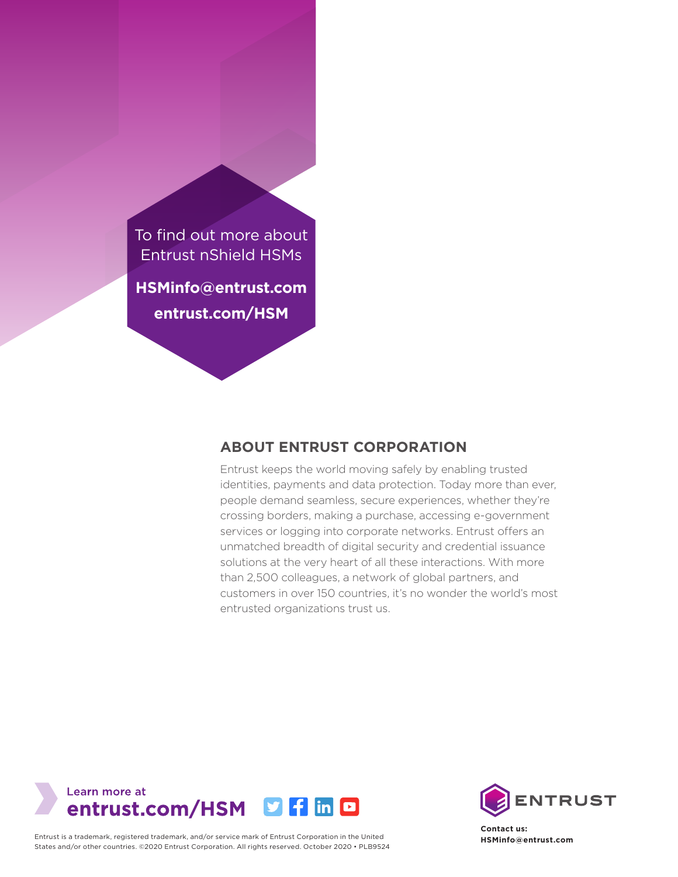To find out more about Entrust nShield HSMs

**HSMinfo@entrust.com**

**entrust.com/HSM**

## ABOUT ENTRUST CORPORATION

Entrust keeps the world moving safely by enabling trusted identities, payments and data protection. Today more than ever, people demand seamless, secure experiences, whether they're crossing borders, making a purchase, accessing e-government services or logging into corporate networks. Entrust offers an unmatched breadth of digital security and credential issuance solutions at the very heart of all these interactions. With more than 2,500 colleagues, a network of global partners, and customers in over 150 countries, it's no wonder the world's most entrusted organizations trust us.

Learn more at
**entrust.com/HSM**

ENTRUST

**Contact us:**
**HSMinfo@entrust.com**

Entrust is a trademark, registered trademark, and/or service mark of Entrust Corporation in the United States and/or other countries. ©2020 Entrust Corporation. All rights reserved. October 2020 • PLB9524